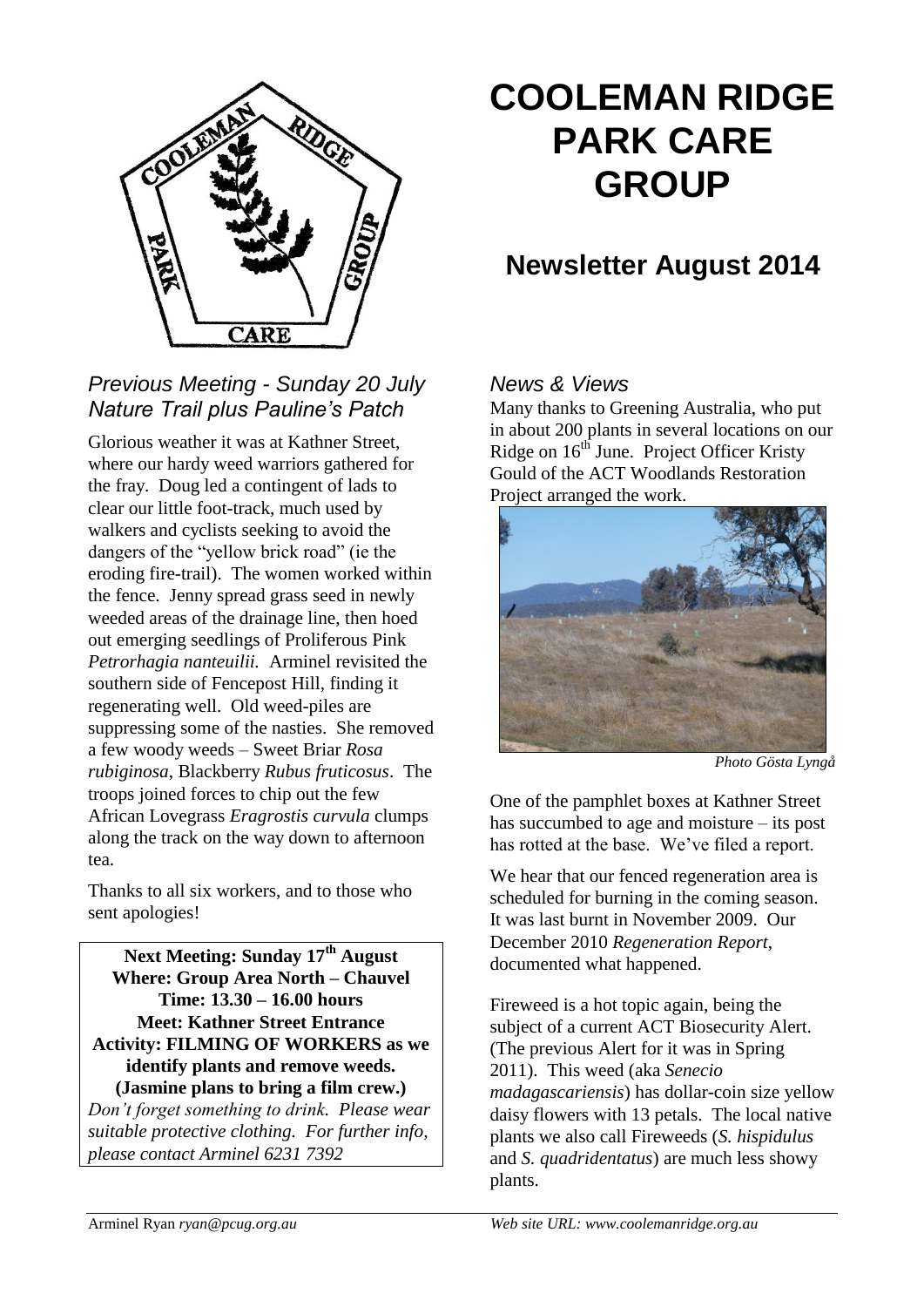# COOLEMAN RIDGE PARK CARE GROUP

## Newsletter August 2014

### *Previous Meeting - Sunday 20 July Nature Trail plus Pauline's Patch*

Glorious weather it was at Kathner Street, where our hardy weed warriors gathered for the fray. Doug led a contingent of lads to clear our little foot-track, much used by walkers and cyclists seeking to avoid the dangers of the "yellow brick road" (ie the eroding fire-trail). The women worked within the fence. Jenny spread grass seed in newly weeded areas of the drainage line, then hoed out emerging seedlings of Proliferous Pink *Petrorhagia nanteuilii.* Arminel revisited the southern side of Fencepost Hill, finding it regenerating well. Old weed-piles are suppressing some of the nasties. She removed a few woody weeds – Sweet Briar *Rosa rubiginosa*, Blackberry *Rubus fruticosus*. The troops joined forces to chip out the few African Lovegrass *Eragrostis curvula* clumps along the track on the way down to afternoon tea.

Thanks to all six workers, and to those who sent apologies!

**Next Meeting: Sunday 17th August**
**Where: Group Area North – Chauvel**
**Time: 13.30 – 16.00 hours**
**Meet: Kathner Street Entrance**
**Activity: FILMING OF WORKERS as we identify plants and remove weeds.**
**(Jasmine plans to bring a film crew.)**
*Don't forget something to drink. Please wear suitable protective clothing. For further info, please contact Arminel 6231 7392*

### *News & Views*

Many thanks to Greening Australia, who put in about 200 plants in several locations on our Ridge on 16th June. Project Officer Kristy Gould of the ACT Woodlands Restoration Project arranged the work.

*Photo Gösta Lyngå*

One of the pamphlet boxes at Kathner Street has succumbed to age and moisture – its post has rotted at the base. We've filed a report.

We hear that our fenced regeneration area is scheduled for burning in the coming season. It was last burnt in November 2009. Our December 2010 *Regeneration Report*, documented what happened.

Fireweed is a hot topic again, being the subject of a current ACT Biosecurity Alert. (The previous Alert for it was in Spring 2011). This weed (aka *Senecio madagascariensis*) has dollar-coin size yellow daisy flowers with 13 petals. The local native plants we also call Fireweeds (*S. hispidulus* and *S. quadridentatus*) are much less showy plants.

Arminel Ryan *ryan@pcug.org.au* *Web site URL: www.coolemanridge.org.au*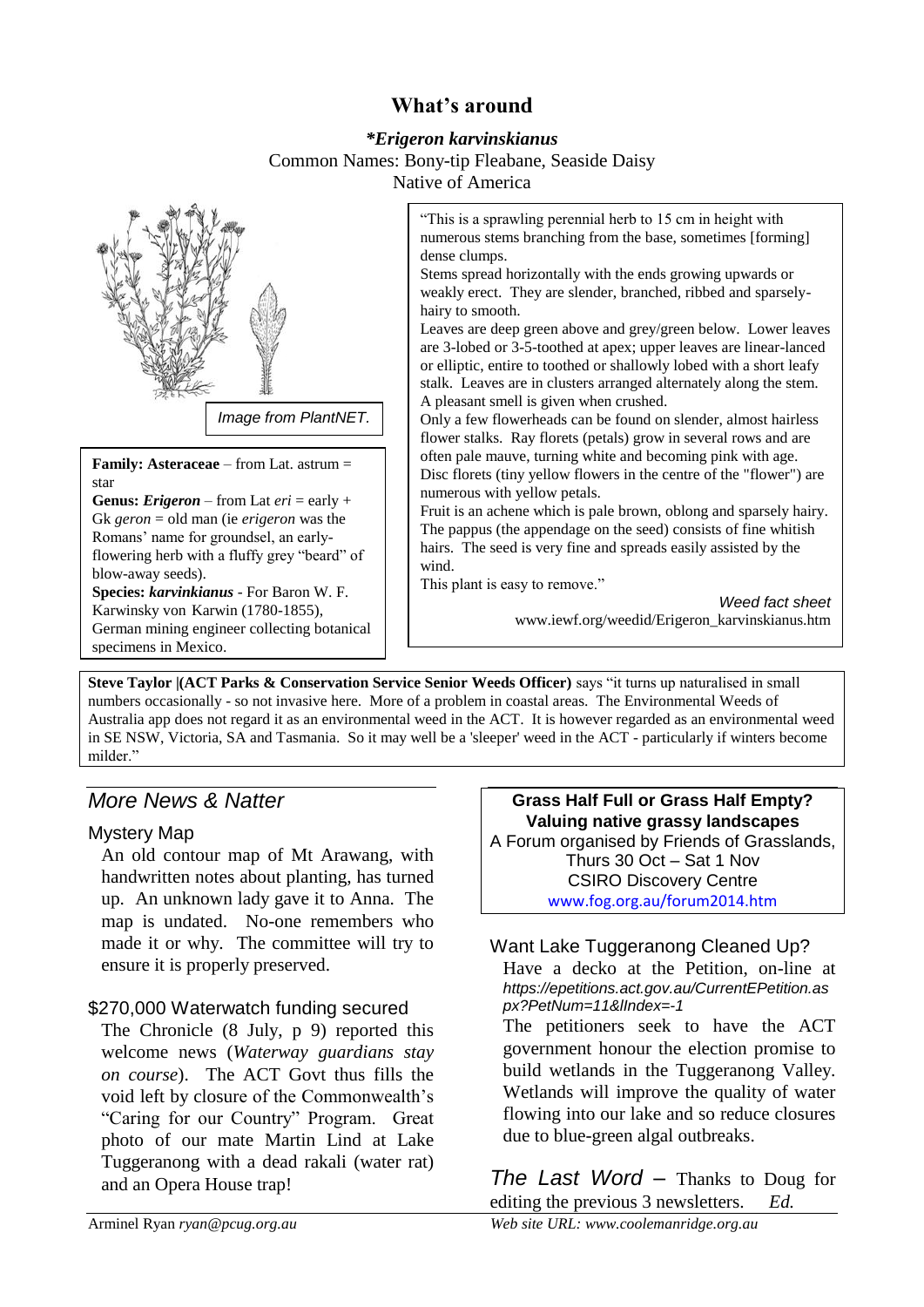# What's around

***Erigeron karvinskianus***
Common Names: Bony-tip Fleabane, Seaside Daisy
Native of America

*Image from PlantNET.*

**Family: Asteraceae** – from Lat. astrum = star
**Genus: *Erigeron*** – from Lat *eri* = early + Gk *geron* = old man (ie *erigeron* was the Romans' name for groundsel, an early-flowering herb with a fluffy grey "beard" of blow-away seeds).
**Species: *karvinkianus*** - For Baron W. F. Karwinsky von Karwin (1780-1855), German mining engineer collecting botanical specimens in Mexico.

"This is a sprawling perennial herb to 15 cm in height with numerous stems branching from the base, sometimes [forming] dense clumps.
Stems spread horizontally with the ends growing upwards or weakly erect. They are slender, branched, ribbed and sparsely-hairy to smooth.
Leaves are deep green above and grey/green below. Lower leaves are 3-lobed or 3-5-toothed at apex; upper leaves are linear-lanced or elliptic, entire to toothed or shallowly lobed with a short leafy stalk. Leaves are in clusters arranged alternately along the stem. A pleasant smell is given when crushed.
Only a few flowerheads can be found on slender, almost hairless flower stalks. Ray florets (petals) grow in several rows and are often pale mauve, turning white and becoming pink with age. Disc florets (tiny yellow flowers in the centre of the "flower") are numerous with yellow petals.
Fruit is an achene which is pale brown, oblong and sparsely hairy. The pappus (the appendage on the seed) consists of fine whitish hairs. The seed is very fine and spreads easily assisted by the wind.
This plant is easy to remove."

*Weed fact sheet*
www.iewf.org/weedid/Erigeron_karvinskianus.htm

**Steve Taylor |(ACT Parks & Conservation Service Senior Weeds Officer)** says "it turns up naturalised in small numbers occasionally - so not invasive here. More of a problem in coastal areas. The Environmental Weeds of Australia app does not regard it as an environmental weed in the ACT. It is however regarded as an environmental weed in SE NSW, Victoria, SA and Tasmania. So it may well be a 'sleeper' weed in the ACT - particularly if winters become milder."

## *More News & Natter*

### Mystery Map

An old contour map of Mt Arawang, with handwritten notes about planting, has turned up. An unknown lady gave it to Anna. The map is undated. No-one remembers who made it or why. The committee will try to ensure it is properly preserved.

### $270,000 Waterwatch funding secured

The Chronicle (8 July, p 9) reported this welcome news (*Waterway guardians stay on course*). The ACT Govt thus fills the void left by closure of the Commonwealth's "Caring for our Country" Program. Great photo of our mate Martin Lind at Lake Tuggeranong with a dead rakali (water rat) and an Opera House trap!

**Grass Half Full or Grass Half Empty?**
**Valuing native grassy landscapes**
A Forum organised by Friends of Grasslands,
Thurs 30 Oct – Sat 1 Nov
CSIRO Discovery Centre
www.fog.org.au/forum2014.htm

### Want Lake Tuggeranong Cleaned Up?

Have a decko at the Petition, on-line at *https://epetitions.act.gov.au/CurrentEPetition.aspx?PetNum=11&lIndex=-1*
The petitioners seek to have the ACT government honour the election promise to build wetlands in the Tuggeranong Valley. Wetlands will improve the quality of water flowing into our lake and so reduce closures due to blue-green algal outbreaks.

*The Last Word* – Thanks to Doug for editing the previous 3 newsletters. *Ed.*

Arminel Ryan *ryan@pcug.org.au*
*Web site URL: www.coolemanridge.org.au*